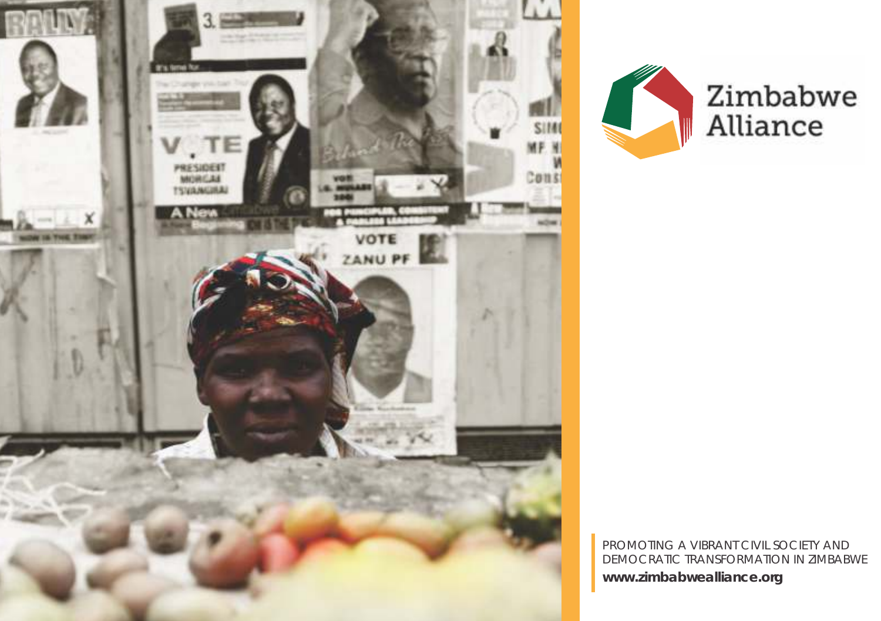# Zimbabwe Alliance

PROMOTING A VIBRANT CIVIL SOCIETY AND DEMOCRATIC TRANSFORMATION IN ZIMBABWE

**www.zimbabwealliance.org**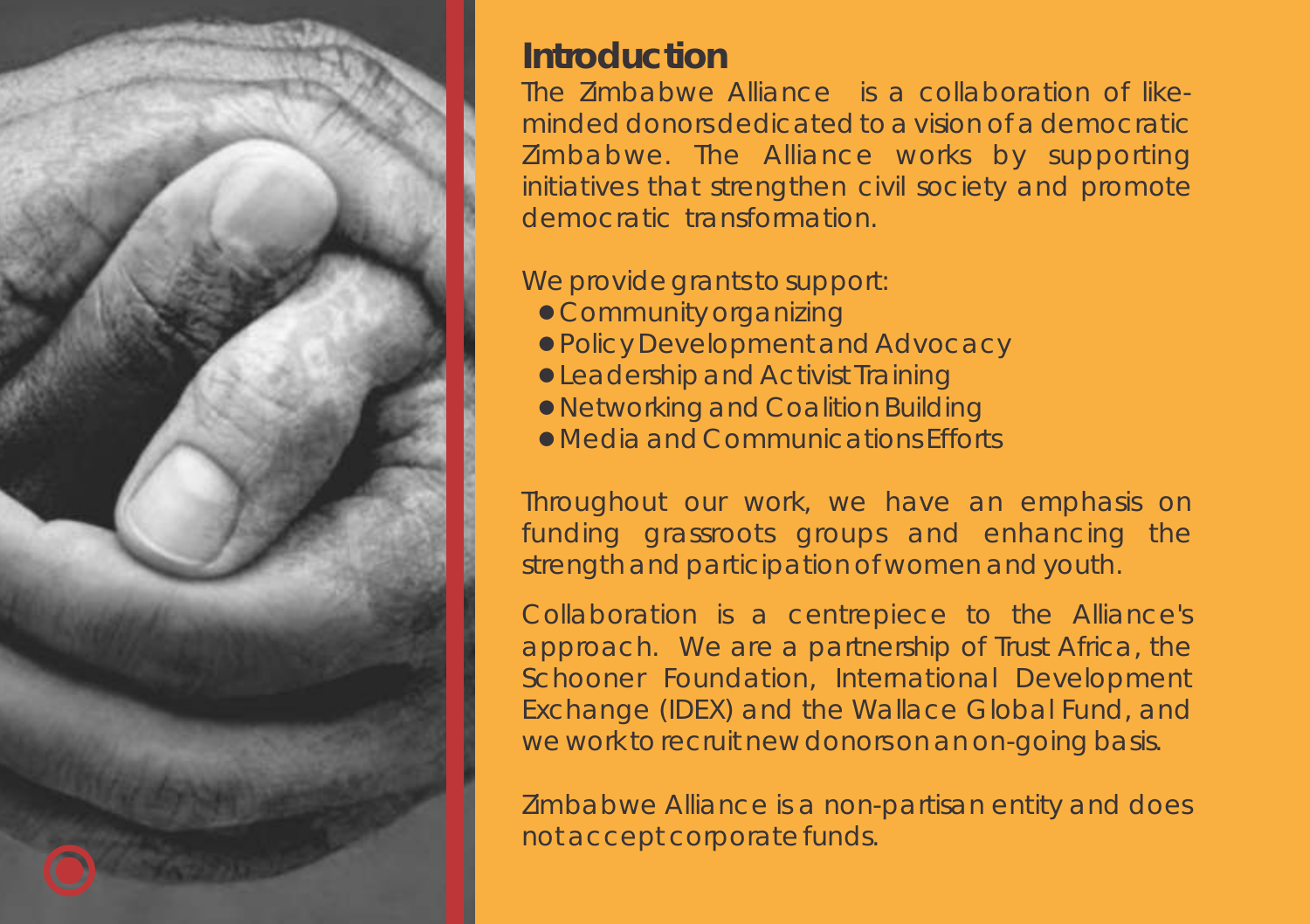## Introduction

The Zimbabwe Alliance is a collaboration of like-minded donors dedicated to a vision of a democratic Zimbabwe. The Alliance works by supporting initiatives that strengthen civil society and promote democratic transformation.

We provide grants to support:

- Community organizing
- Policy Development and Advocacy
- Leadership and Activist Training
- Networking and Coalition Building
- Media and Communications Efforts

Throughout our work, we have an emphasis on funding grassroots groups and enhancing the strength and participation of women and youth.

Collaboration is a centrepiece to the Alliance's approach. We are a partnership of Trust Africa, the Schooner Foundation, International Development Exchange (IDEX) and the Wallace Global Fund, and we work to recruit new donors on an on-going basis.

Zimbabwe Alliance is a non-partisan entity and does not accept corporate funds.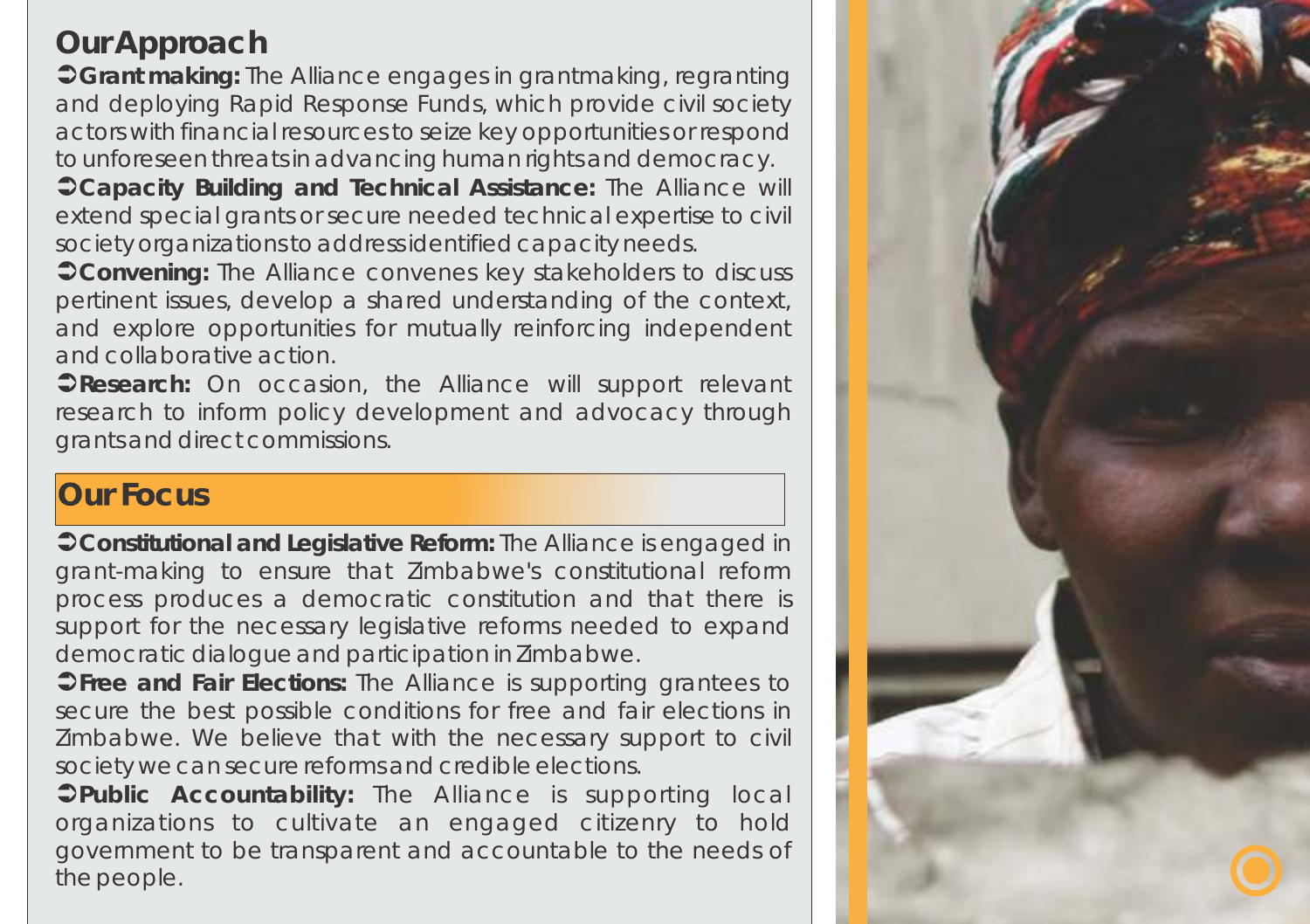## Our Approach

- **Grant making:** The Alliance engages in grantmaking, regranting and deploying Rapid Response Funds, which provide civil society actors with financial resources to seize key opportunities or respond to unforeseen threats in advancing human rights and democracy.
- **Capacity Building and Technical Assistance:** The Alliance will extend special grants or secure needed technical expertise to civil society organizations to address identified capacity needs.
- **Convening:** The Alliance convenes key stakeholders to discuss pertinent issues, develop a shared understanding of the context, and explore opportunities for mutually reinforcing independent and collaborative action.
- **Research:** On occasion, the Alliance will support relevant research to inform policy development and advocacy through grants and direct commissions.

## Our Focus

- **Constitutional and Legislative Reform:** The Alliance is engaged in grant-making to ensure that Zimbabwe's constitutional reform process produces a democratic constitution and that there is support for the necessary legislative reforms needed to expand democratic dialogue and participation in Zimbabwe.
- **Free and Fair Elections:** The Alliance is supporting grantees to secure the best possible conditions for free and fair elections in Zimbabwe. We believe that with the necessary support to civil society we can secure reforms and credible elections.
- **Public Accountability:** The Alliance is supporting local organizations to cultivate an engaged citizenry to hold government to be transparent and accountable to the needs of the people.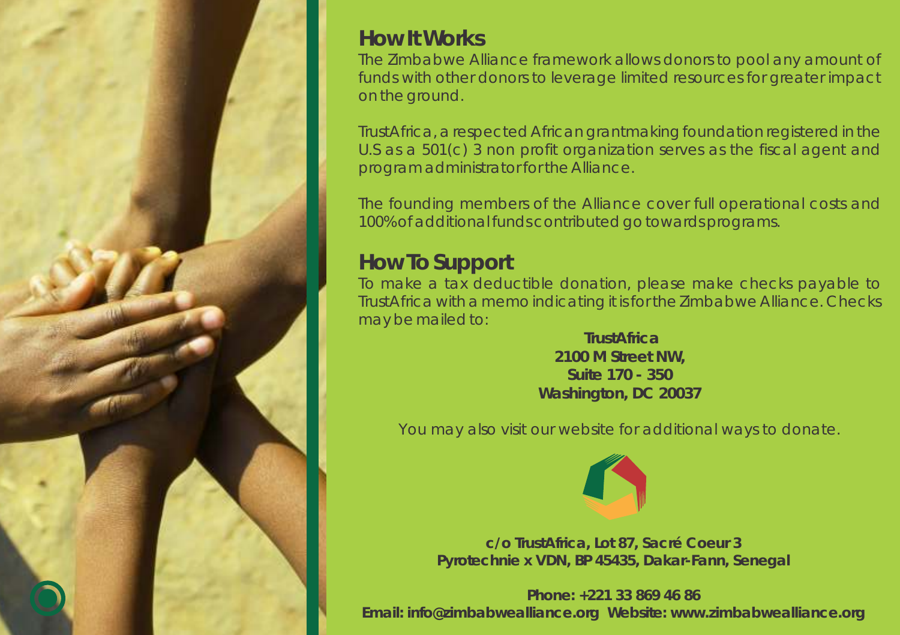## How It Works

The Zimbabwe Alliance framework allows donors to pool any amount of funds with other donors to leverage limited resources for greater impact on the ground.

TrustAfrica, a respected African grantmaking foundation registered in the U.S as a 501(c) 3 non profit organization serves as the fiscal agent and program administrator for the Alliance.

The founding members of the Alliance cover full operational costs and 100% of additional funds contributed go towards programs.

## How To Support

To make a tax deductible donation, please make checks payable to TrustAfrica with a memo indicating it is for the Zimbabwe Alliance. Checks may be mailed to:

**TrustAfrica**
**2100 M Street NW,**
**Suite 170 - 350**
**Washington, DC 20037**

You may also visit our website for additional ways to donate.

**c/o TrustAfrica, Lot 87, Sacré Coeur 3**
**Pyrotechnie x VDN, BP 45435, Dakar-Fann, Senegal**

**Phone: +221 33 869 46 86**
**Email: info@zimbabwealliance.org Website: www.zimbabwealliance.org**